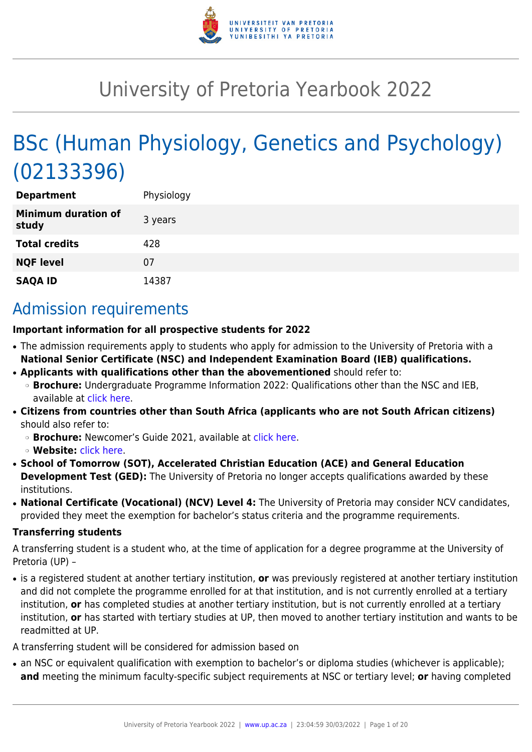# University of Pretoria Yearbook 2022

# BSc (Human Physiology, Genetics and Psychology) (02133396)

| | |
|---|---|
| **Department** | Physiology |
| **Minimum duration of study** | 3 years |
| **Total credits** | 428 |
| **NQF level** | 07 |
| **SAQA ID** | 14387 |

## Admission requirements

**Important information for all prospective students for 2022**

- The admission requirements apply to students who apply for admission to the University of Pretoria with a **National Senior Certificate (NSC) and Independent Examination Board (IEB) qualifications.**
- **Applicants with qualifications other than the abovementioned** should refer to:
  - **Brochure:** Undergraduate Programme Information 2022: Qualifications other than the NSC and IEB, available at click here.
- **Citizens from countries other than South Africa (applicants who are not South African citizens)** should also refer to:
  - **Brochure:** Newcomer's Guide 2021, available at click here.
  - **Website:** click here.
- **School of Tomorrow (SOT), Accelerated Christian Education (ACE) and General Education Development Test (GED):** The University of Pretoria no longer accepts qualifications awarded by these institutions.
- **National Certificate (Vocational) (NCV) Level 4:** The University of Pretoria may consider NCV candidates, provided they meet the exemption for bachelor's status criteria and the programme requirements.

**Transferring students**

A transferring student is a student who, at the time of application for a degree programme at the University of Pretoria (UP) –

- is a registered student at another tertiary institution, **or** was previously registered at another tertiary institution and did not complete the programme enrolled for at that institution, and is not currently enrolled at a tertiary institution, **or** has completed studies at another tertiary institution, but is not currently enrolled at a tertiary institution, **or** has started with tertiary studies at UP, then moved to another tertiary institution and wants to be readmitted at UP.

A transferring student will be considered for admission based on

- an NSC or equivalent qualification with exemption to bachelor's or diploma studies (whichever is applicable); **and** meeting the minimum faculty-specific subject requirements at NSC or tertiary level; **or** having completed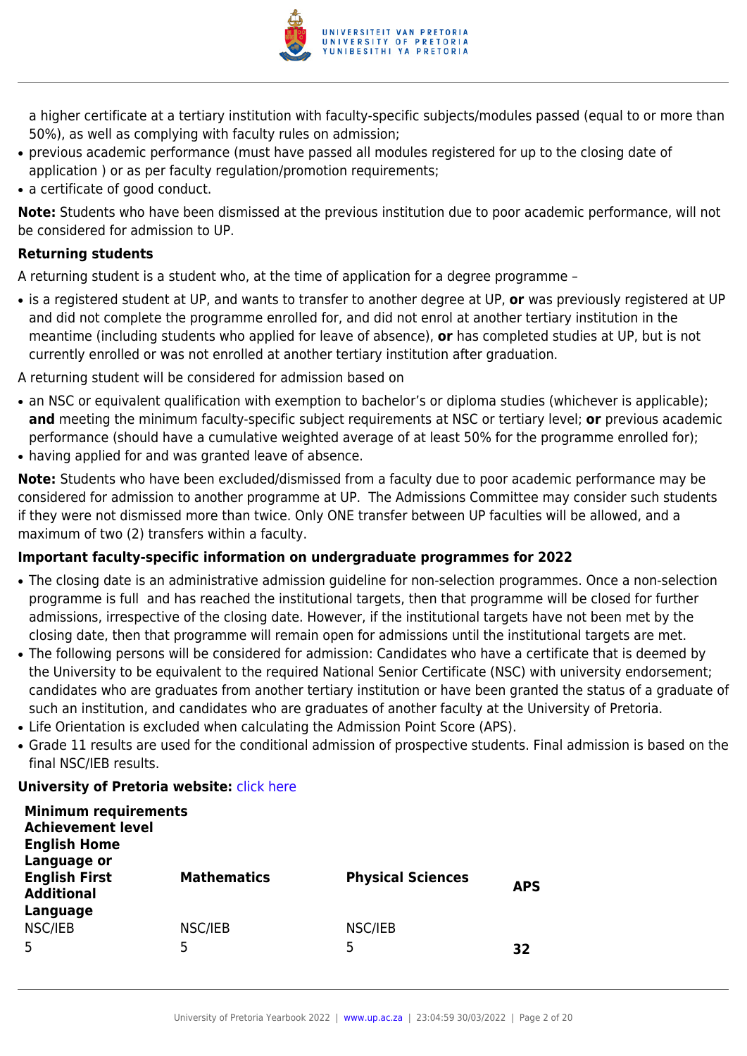a higher certificate at a tertiary institution with faculty-specific subjects/modules passed (equal to or more than 50%), as well as complying with faculty rules on admission;
- previous academic performance (must have passed all modules registered for up to the closing date of application ) or as per faculty regulation/promotion requirements;
- a certificate of good conduct.

**Note:** Students who have been dismissed at the previous institution due to poor academic performance, will not be considered for admission to UP.

**Returning students**

A returning student is a student who, at the time of application for a degree programme –

- is a registered student at UP, and wants to transfer to another degree at UP, **or** was previously registered at UP and did not complete the programme enrolled for, and did not enrol at another tertiary institution in the meantime (including students who applied for leave of absence), **or** has completed studies at UP, but is not currently enrolled or was not enrolled at another tertiary institution after graduation.

A returning student will be considered for admission based on

- an NSC or equivalent qualification with exemption to bachelor's or diploma studies (whichever is applicable); **and** meeting the minimum faculty-specific subject requirements at NSC or tertiary level; **or** previous academic performance (should have a cumulative weighted average of at least 50% for the programme enrolled for);
- having applied for and was granted leave of absence.

**Note:** Students who have been excluded/dismissed from a faculty due to poor academic performance may be considered for admission to another programme at UP. The Admissions Committee may consider such students if they were not dismissed more than twice. Only ONE transfer between UP faculties will be allowed, and a maximum of two (2) transfers within a faculty.

**Important faculty-specific information on undergraduate programmes for 2022**

- The closing date is an administrative admission guideline for non-selection programmes. Once a non-selection programme is full and has reached the institutional targets, then that programme will be closed for further admissions, irrespective of the closing date. However, if the institutional targets have not been met by the closing date, then that programme will remain open for admissions until the institutional targets are met.
- The following persons will be considered for admission: Candidates who have a certificate that is deemed by the University to be equivalent to the required National Senior Certificate (NSC) with university endorsement; candidates who are graduates from another tertiary institution or have been granted the status of a graduate of such an institution, and candidates who are graduates of another faculty at the University of Pretoria.
- Life Orientation is excluded when calculating the Admission Point Score (APS).
- Grade 11 results are used for the conditional admission of prospective students. Final admission is based on the final NSC/IEB results.

**University of Pretoria website:** click here

| Minimum requirements Achievement level English Home Language or English First Additional Language | Mathematics | Physical Sciences | APS |
|---|---|---|---|
| NSC/IEB | NSC/IEB | NSC/IEB | |
| 5 | 5 | 5 | **32** |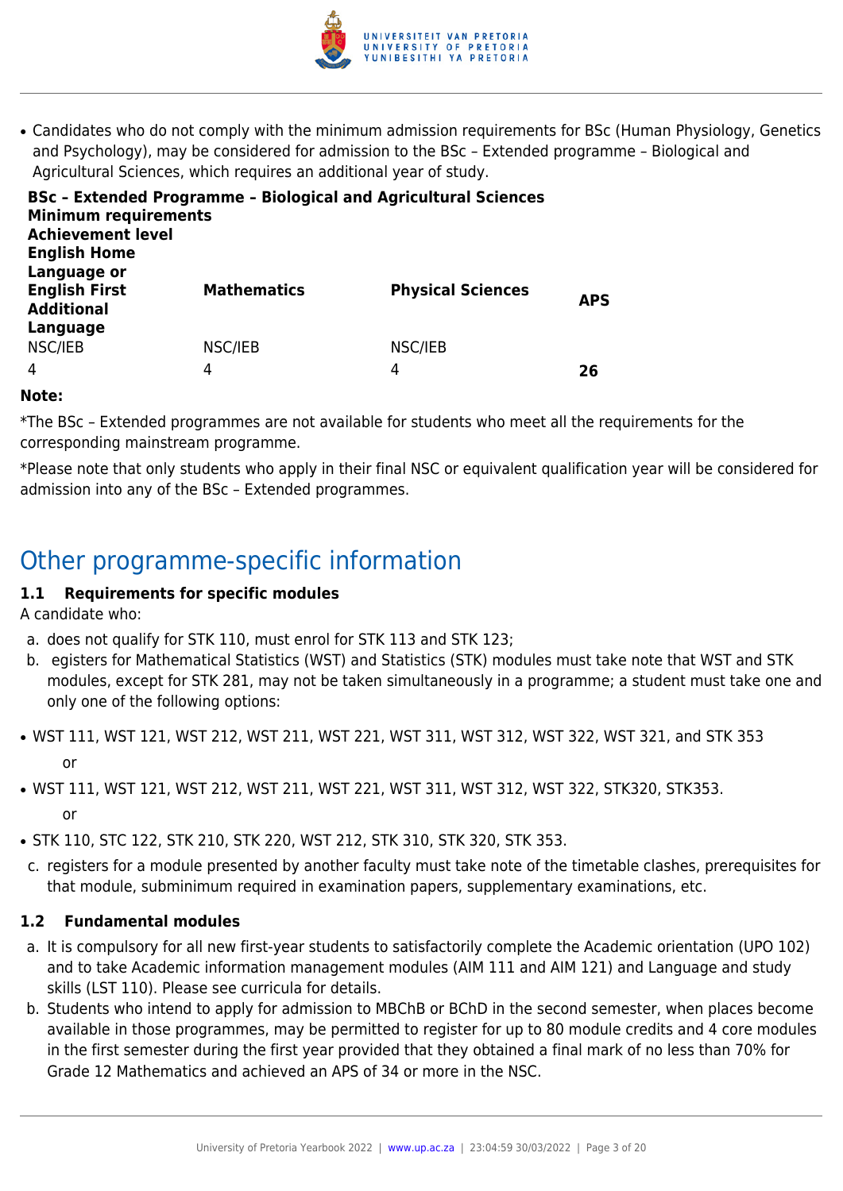- Candidates who do not comply with the minimum admission requirements for BSc (Human Physiology, Genetics and Psychology), may be considered for admission to the BSc – Extended programme – Biological and Agricultural Sciences, which requires an additional year of study.

| **BSc – Extended Programme – Biological and Agricultural Sciences** | | | |
|---|---|---|---|
| **Minimum requirements** | | | |
| **Achievement level** | | | |
| **English Home Language or English First Additional Language** | **Mathematics** | **Physical Sciences** | **APS** |
| NSC/IEB | NSC/IEB | NSC/IEB | |
| 4 | 4 | 4 | **26** |

**Note:**

*The BSc – Extended programmes are not available for students who meet all the requirements for the corresponding mainstream programme.

*Please note that only students who apply in their final NSC or equivalent qualification year will be considered for admission into any of the BSc – Extended programmes.

## Other programme-specific information

### 1.1 Requirements for specific modules

A candidate who:

a. does not qualify for STK 110, must enrol for STK 113 and STK 123;
b. egisters for Mathematical Statistics (WST) and Statistics (STK) modules must take note that WST and STK modules, except for STK 281, may not be taken simultaneously in a programme; a student must take one and only one of the following options:

- WST 111, WST 121, WST 212, WST 211, WST 221, WST 311, WST 312, WST 322, WST 321, and STK 353

  or

- WST 111, WST 121, WST 212, WST 211, WST 221, WST 311, WST 312, WST 322, STK320, STK353.

  or

- STK 110, STC 122, STK 210, STK 220, WST 212, STK 310, STK 320, STK 353.

c. registers for a module presented by another faculty must take note of the timetable clashes, prerequisites for that module, subminimum required in examination papers, supplementary examinations, etc.

### 1.2 Fundamental modules

a. It is compulsory for all new first-year students to satisfactorily complete the Academic orientation (UPO 102) and to take Academic information management modules (AIM 111 and AIM 121) and Language and study skills (LST 110). Please see curricula for details.
b. Students who intend to apply for admission to MBChB or BChD in the second semester, when places become available in those programmes, may be permitted to register for up to 80 module credits and 4 core modules in the first semester during the first year provided that they obtained a final mark of no less than 70% for Grade 12 Mathematics and achieved an APS of 34 or more in the NSC.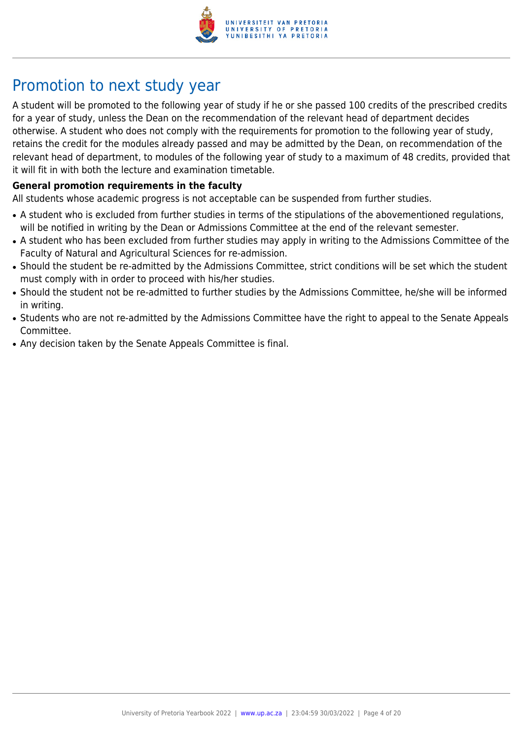# Promotion to next study year

A student will be promoted to the following year of study if he or she passed 100 credits of the prescribed credits for a year of study, unless the Dean on the recommendation of the relevant head of department decides otherwise. A student who does not comply with the requirements for promotion to the following year of study, retains the credit for the modules already passed and may be admitted by the Dean, on recommendation of the relevant head of department, to modules of the following year of study to a maximum of 48 credits, provided that it will fit in with both the lecture and examination timetable.

**General promotion requirements in the faculty**

All students whose academic progress is not acceptable can be suspended from further studies.

- A student who is excluded from further studies in terms of the stipulations of the abovementioned regulations, will be notified in writing by the Dean or Admissions Committee at the end of the relevant semester.
- A student who has been excluded from further studies may apply in writing to the Admissions Committee of the Faculty of Natural and Agricultural Sciences for re-admission.
- Should the student be re-admitted by the Admissions Committee, strict conditions will be set which the student must comply with in order to proceed with his/her studies.
- Should the student not be re-admitted to further studies by the Admissions Committee, he/she will be informed in writing.
- Students who are not re-admitted by the Admissions Committee have the right to appeal to the Senate Appeals Committee.
- Any decision taken by the Senate Appeals Committee is final.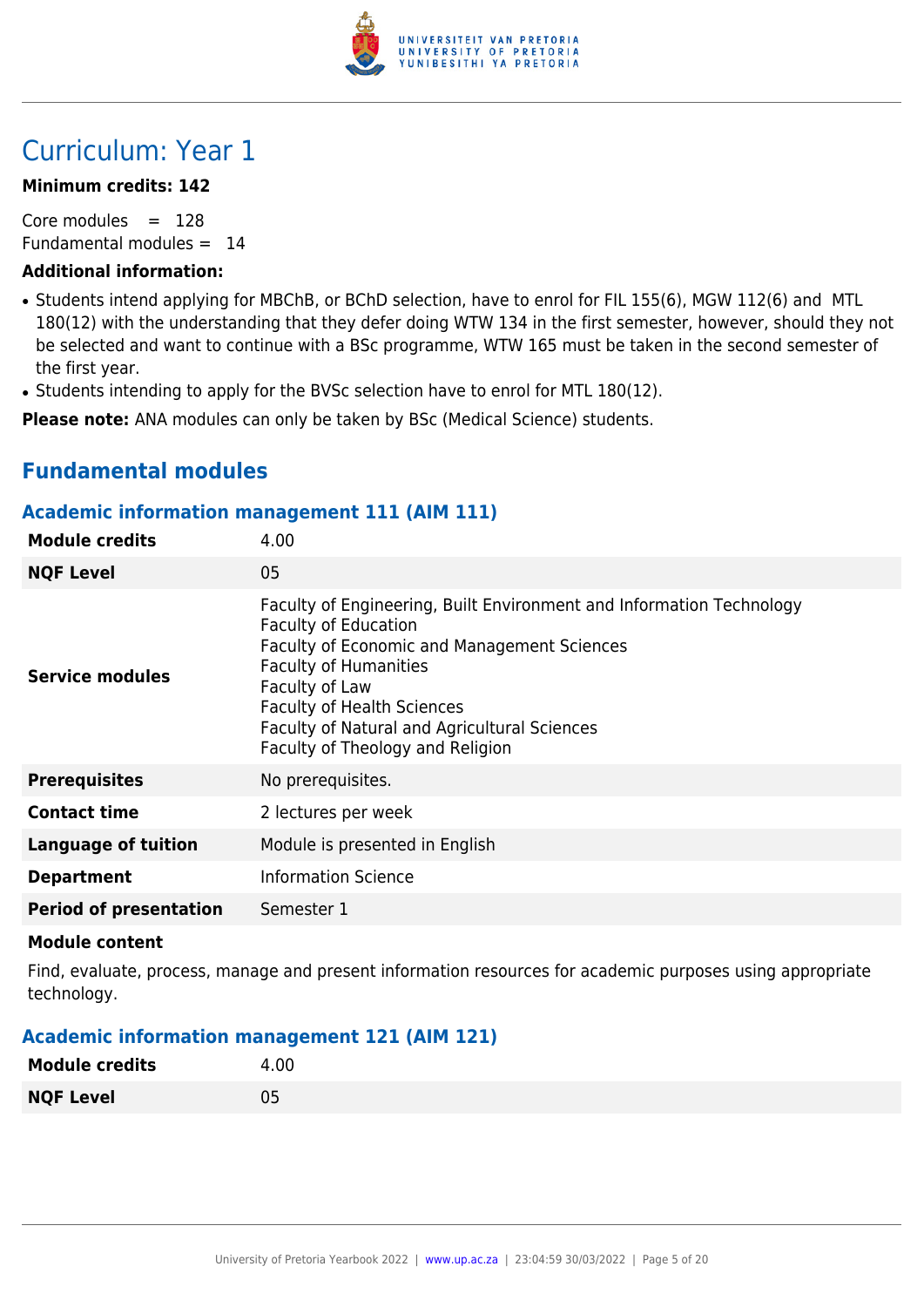# Curriculum: Year 1

**Minimum credits: 142**

Core modules = 128
Fundamental modules = 14

**Additional information:**

- Students intend applying for MBChB, or BChD selection, have to enrol for FIL 155(6), MGW 112(6) and MTL 180(12) with the understanding that they defer doing WTW 134 in the first semester, however, should they not be selected and want to continue with a BSc programme, WTW 165 must be taken in the second semester of the first year.
- Students intending to apply for the BVSc selection have to enrol for MTL 180(12).

**Please note:** ANA modules can only be taken by BSc (Medical Science) students.

## Fundamental modules

### Academic information management 111 (AIM 111)

| | |
|---|---|
| **Module credits** | 4.00 |
| **NQF Level** | 05 |
| **Service modules** | Faculty of Engineering, Built Environment and Information Technology<br>Faculty of Education<br>Faculty of Economic and Management Sciences<br>Faculty of Humanities<br>Faculty of Law<br>Faculty of Health Sciences<br>Faculty of Natural and Agricultural Sciences<br>Faculty of Theology and Religion |
| **Prerequisites** | No prerequisites. |
| **Contact time** | 2 lectures per week |
| **Language of tuition** | Module is presented in English |
| **Department** | Information Science |
| **Period of presentation** | Semester 1 |

**Module content**

Find, evaluate, process, manage and present information resources for academic purposes using appropriate technology.

### Academic information management 121 (AIM 121)

| | |
|---|---|
| **Module credits** | 4.00 |
| **NQF Level** | 05 |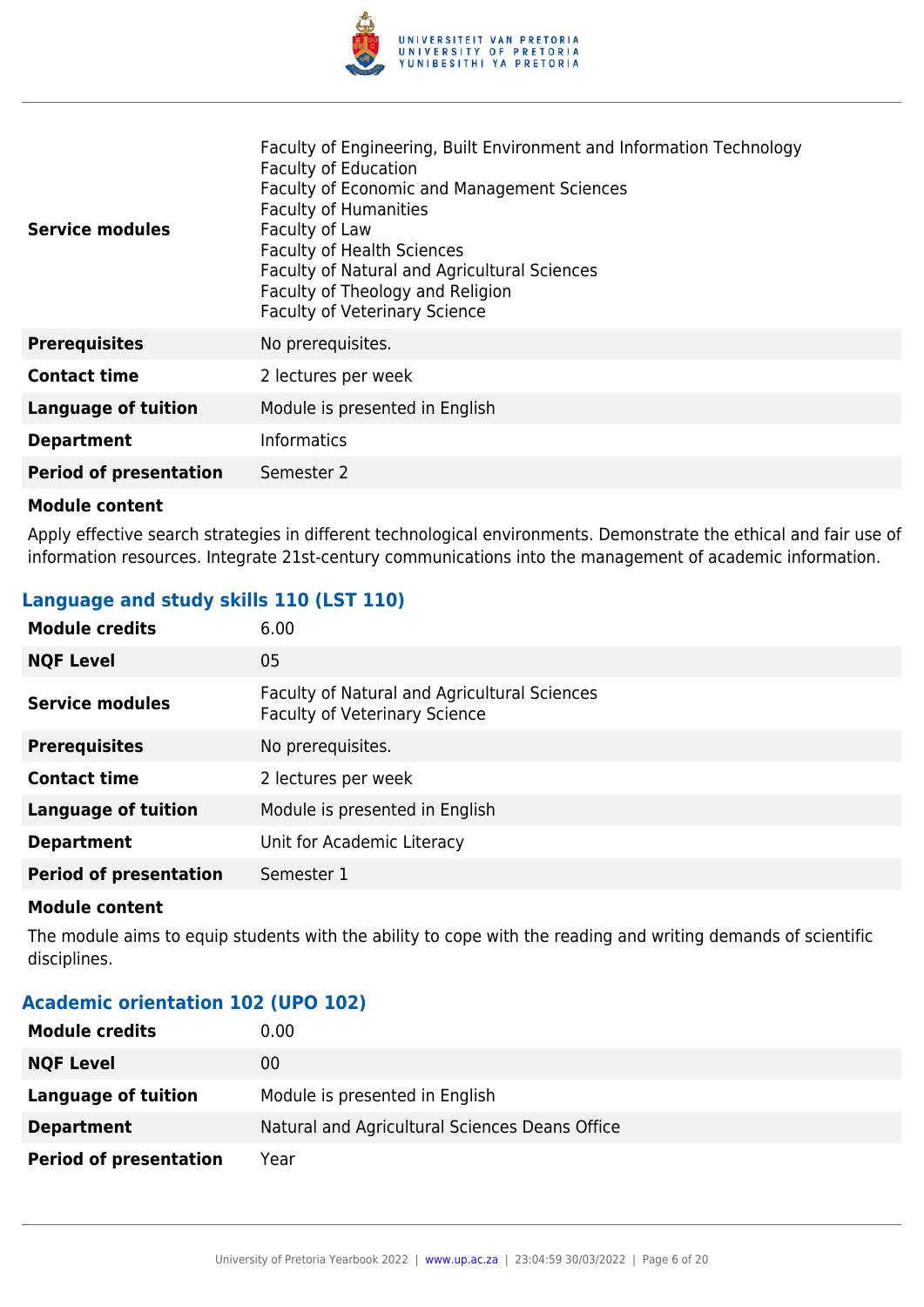| | |
|---|---|
| **Service modules** | Faculty of Engineering, Built Environment and Information Technology<br>Faculty of Education<br>Faculty of Economic and Management Sciences<br>Faculty of Humanities<br>Faculty of Law<br>Faculty of Health Sciences<br>Faculty of Natural and Agricultural Sciences<br>Faculty of Theology and Religion<br>Faculty of Veterinary Science |
| **Prerequisites** | No prerequisites. |
| **Contact time** | 2 lectures per week |
| **Language of tuition** | Module is presented in English |
| **Department** | Informatics |
| **Period of presentation** | Semester 2 |

**Module content**

Apply effective search strategies in different technological environments. Demonstrate the ethical and fair use of information resources. Integrate 21st-century communications into the management of academic information.

### Language and study skills 110 (LST 110)

| | |
|---|---|
| **Module credits** | 6.00 |
| **NQF Level** | 05 |
| **Service modules** | Faculty of Natural and Agricultural Sciences<br>Faculty of Veterinary Science |
| **Prerequisites** | No prerequisites. |
| **Contact time** | 2 lectures per week |
| **Language of tuition** | Module is presented in English |
| **Department** | Unit for Academic Literacy |
| **Period of presentation** | Semester 1 |

**Module content**

The module aims to equip students with the ability to cope with the reading and writing demands of scientific disciplines.

### Academic orientation 102 (UPO 102)

| | |
|---|---|
| **Module credits** | 0.00 |
| **NQF Level** | 00 |
| **Language of tuition** | Module is presented in English |
| **Department** | Natural and Agricultural Sciences Deans Office |
| **Period of presentation** | Year |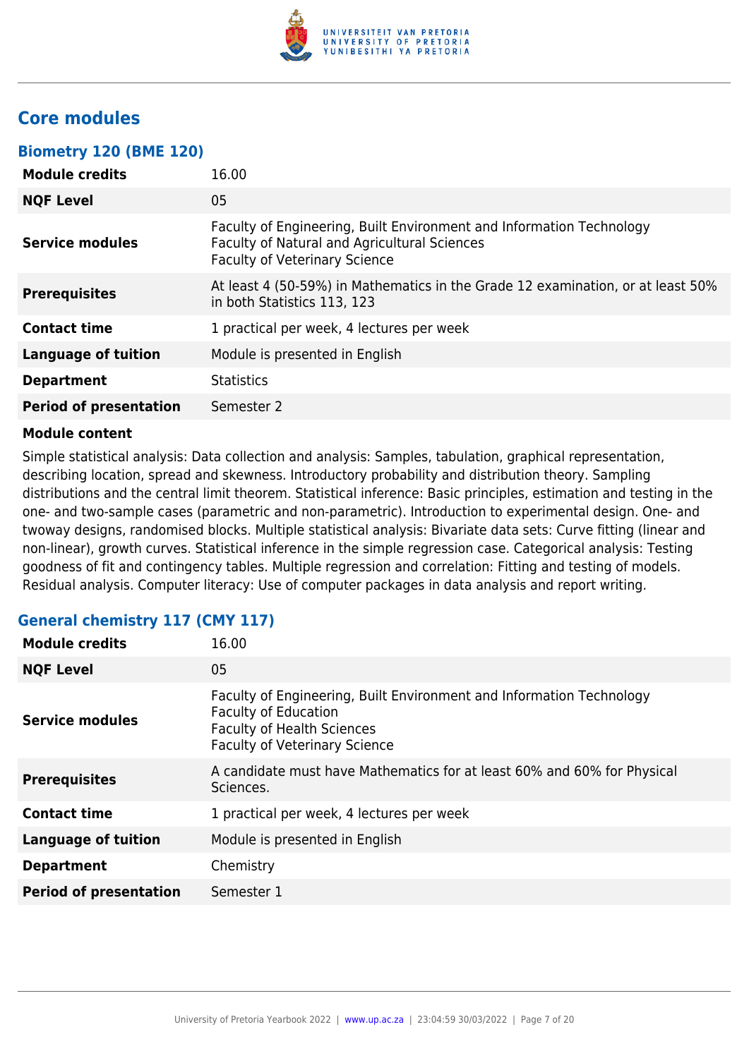## Core modules

### Biometry 120 (BME 120)

| | |
|---|---|
| **Module credits** | 16.00 |
| **NQF Level** | 05 |
| **Service modules** | Faculty of Engineering, Built Environment and Information Technology<br>Faculty of Natural and Agricultural Sciences<br>Faculty of Veterinary Science |
| **Prerequisites** | At least 4 (50-59%) in Mathematics in the Grade 12 examination, or at least 50% in both Statistics 113, 123 |
| **Contact time** | 1 practical per week, 4 lectures per week |
| **Language of tuition** | Module is presented in English |
| **Department** | Statistics |
| **Period of presentation** | Semester 2 |

**Module content**

Simple statistical analysis: Data collection and analysis: Samples, tabulation, graphical representation, describing location, spread and skewness. Introductory probability and distribution theory. Sampling distributions and the central limit theorem. Statistical inference: Basic principles, estimation and testing in the one- and two-sample cases (parametric and non-parametric). Introduction to experimental design. One- and twoway designs, randomised blocks. Multiple statistical analysis: Bivariate data sets: Curve fitting (linear and non-linear), growth curves. Statistical inference in the simple regression case. Categorical analysis: Testing goodness of fit and contingency tables. Multiple regression and correlation: Fitting and testing of models. Residual analysis. Computer literacy: Use of computer packages in data analysis and report writing.

### General chemistry 117 (CMY 117)

| | |
|---|---|
| **Module credits** | 16.00 |
| **NQF Level** | 05 |
| **Service modules** | Faculty of Engineering, Built Environment and Information Technology<br>Faculty of Education<br>Faculty of Health Sciences<br>Faculty of Veterinary Science |
| **Prerequisites** | A candidate must have Mathematics for at least 60% and 60% for Physical Sciences. |
| **Contact time** | 1 practical per week, 4 lectures per week |
| **Language of tuition** | Module is presented in English |
| **Department** | Chemistry |
| **Period of presentation** | Semester 1 |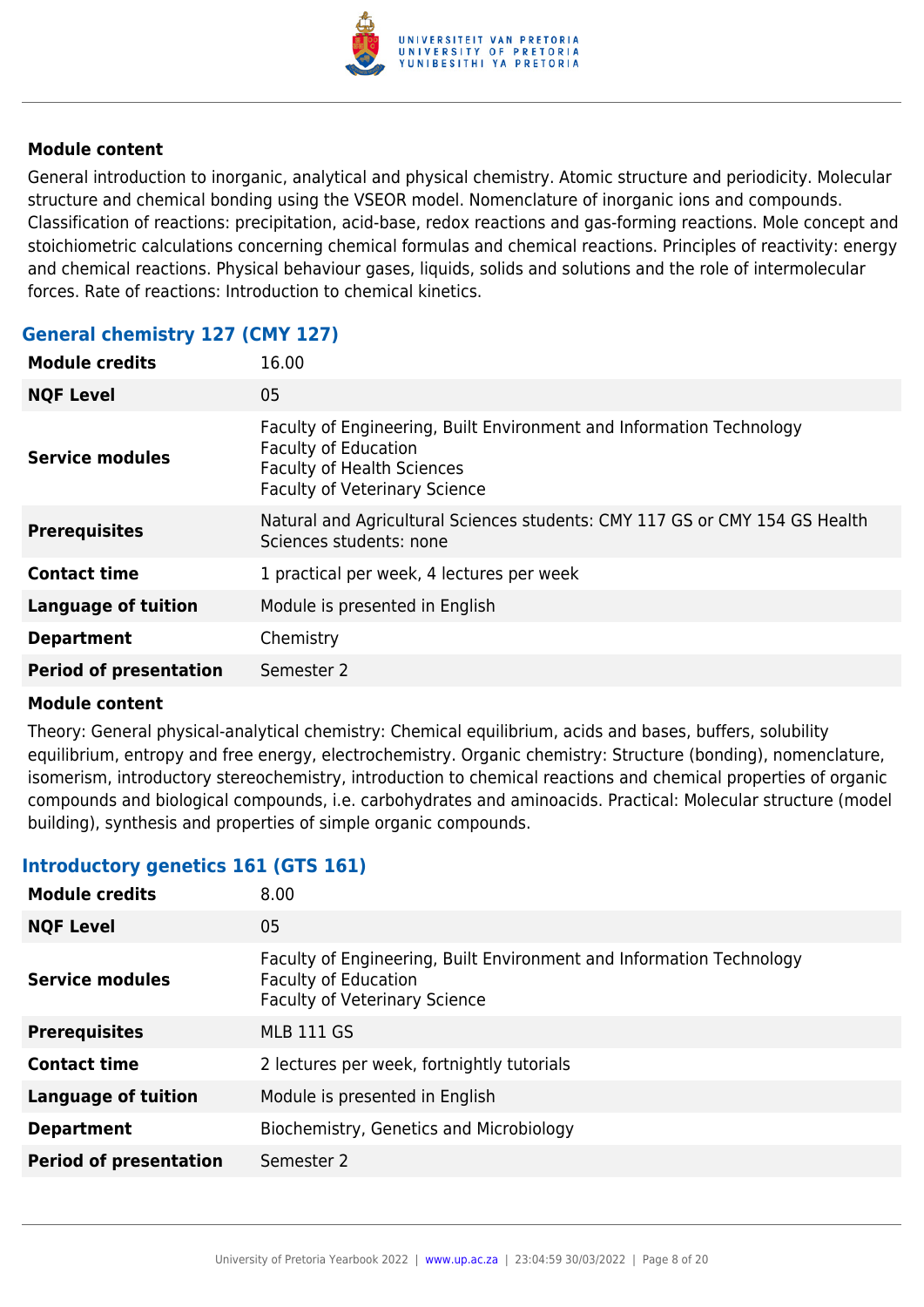**Module content**

General introduction to inorganic, analytical and physical chemistry. Atomic structure and periodicity. Molecular structure and chemical bonding using the VSEOR model. Nomenclature of inorganic ions and compounds. Classification of reactions: precipitation, acid-base, redox reactions and gas-forming reactions. Mole concept and stoichiometric calculations concerning chemical formulas and chemical reactions. Principles of reactivity: energy and chemical reactions. Physical behaviour gases, liquids, solids and solutions and the role of intermolecular forces. Rate of reactions: Introduction to chemical kinetics.

### General chemistry 127 (CMY 127)

| | |
|---|---|
| **Module credits** | 16.00 |
| **NQF Level** | 05 |
| **Service modules** | Faculty of Engineering, Built Environment and Information Technology<br>Faculty of Education<br>Faculty of Health Sciences<br>Faculty of Veterinary Science |
| **Prerequisites** | Natural and Agricultural Sciences students: CMY 117 GS or CMY 154 GS Health Sciences students: none |
| **Contact time** | 1 practical per week, 4 lectures per week |
| **Language of tuition** | Module is presented in English |
| **Department** | Chemistry |
| **Period of presentation** | Semester 2 |

**Module content**

Theory: General physical-analytical chemistry: Chemical equilibrium, acids and bases, buffers, solubility equilibrium, entropy and free energy, electrochemistry. Organic chemistry: Structure (bonding), nomenclature, isomerism, introductory stereochemistry, introduction to chemical reactions and chemical properties of organic compounds and biological compounds, i.e. carbohydrates and aminoacids. Practical: Molecular structure (model building), synthesis and properties of simple organic compounds.

### Introductory genetics 161 (GTS 161)

| | |
|---|---|
| **Module credits** | 8.00 |
| **NQF Level** | 05 |
| **Service modules** | Faculty of Engineering, Built Environment and Information Technology<br>Faculty of Education<br>Faculty of Veterinary Science |
| **Prerequisites** | MLB 111 GS |
| **Contact time** | 2 lectures per week, fortnightly tutorials |
| **Language of tuition** | Module is presented in English |
| **Department** | Biochemistry, Genetics and Microbiology |
| **Period of presentation** | Semester 2 |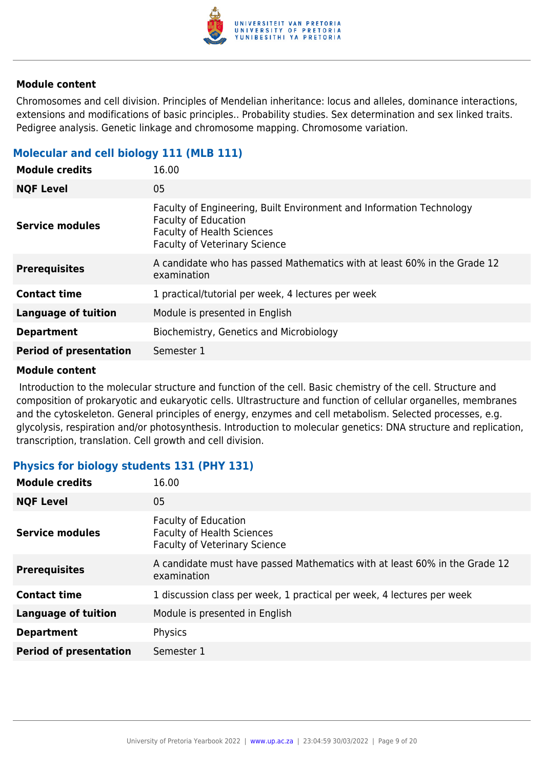#### Module content

Chromosomes and cell division. Principles of Mendelian inheritance: locus and alleles, dominance interactions, extensions and modifications of basic principles.. Probability studies. Sex determination and sex linked traits. Pedigree analysis. Genetic linkage and chromosome mapping. Chromosome variation.

### Molecular and cell biology 111 (MLB 111)

| | |
|---|---|
| **Module credits** | 16.00 |
| **NQF Level** | 05 |
| **Service modules** | Faculty of Engineering, Built Environment and Information Technology<br>Faculty of Education<br>Faculty of Health Sciences<br>Faculty of Veterinary Science |
| **Prerequisites** | A candidate who has passed Mathematics with at least 60% in the Grade 12 examination |
| **Contact time** | 1 practical/tutorial per week, 4 lectures per week |
| **Language of tuition** | Module is presented in English |
| **Department** | Biochemistry, Genetics and Microbiology |
| **Period of presentation** | Semester 1 |

#### Module content

Introduction to the molecular structure and function of the cell. Basic chemistry of the cell. Structure and composition of prokaryotic and eukaryotic cells. Ultrastructure and function of cellular organelles, membranes and the cytoskeleton. General principles of energy, enzymes and cell metabolism. Selected processes, e.g. glycolysis, respiration and/or photosynthesis. Introduction to molecular genetics: DNA structure and replication, transcription, translation. Cell growth and cell division.

### Physics for biology students 131 (PHY 131)

| | |
|---|---|
| **Module credits** | 16.00 |
| **NQF Level** | 05 |
| **Service modules** | Faculty of Education<br>Faculty of Health Sciences<br>Faculty of Veterinary Science |
| **Prerequisites** | A candidate must have passed Mathematics with at least 60% in the Grade 12 examination |
| **Contact time** | 1 discussion class per week, 1 practical per week, 4 lectures per week |
| **Language of tuition** | Module is presented in English |
| **Department** | Physics |
| **Period of presentation** | Semester 1 |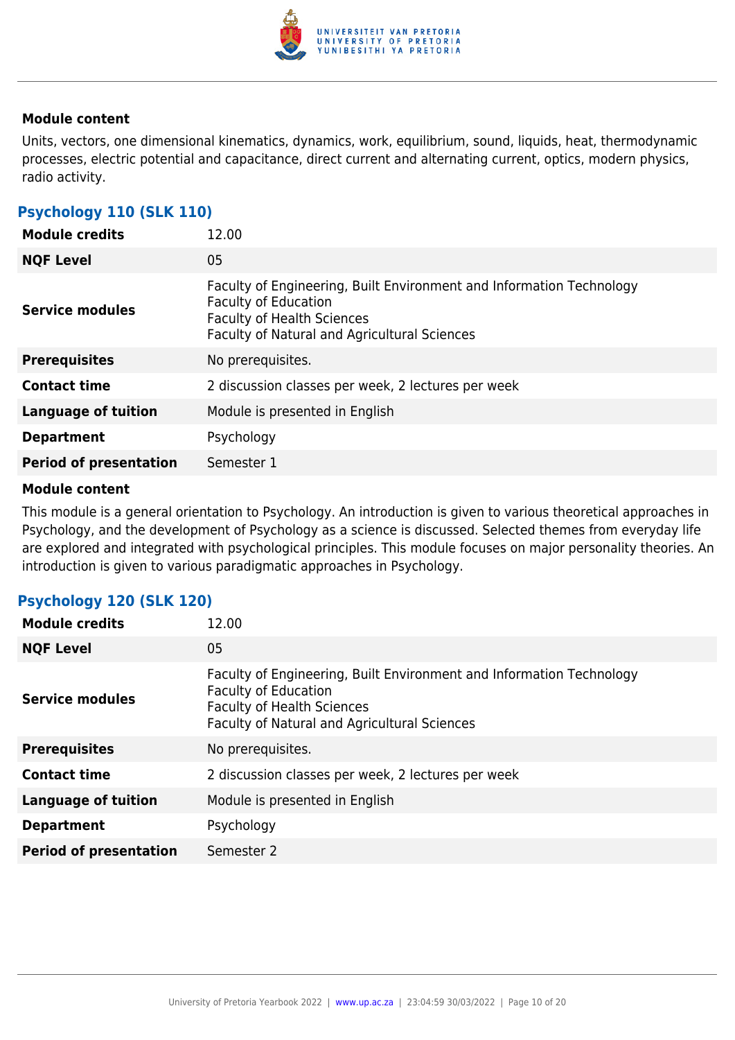**Module content**

Units, vectors, one dimensional kinematics, dynamics, work, equilibrium, sound, liquids, heat, thermodynamic processes, electric potential and capacitance, direct current and alternating current, optics, modern physics, radio activity.

### Psychology 110 (SLK 110)

| | |
|---|---|
| **Module credits** | 12.00 |
| **NQF Level** | 05 |
| **Service modules** | Faculty of Engineering, Built Environment and Information Technology<br>Faculty of Education<br>Faculty of Health Sciences<br>Faculty of Natural and Agricultural Sciences |
| **Prerequisites** | No prerequisites. |
| **Contact time** | 2 discussion classes per week, 2 lectures per week |
| **Language of tuition** | Module is presented in English |
| **Department** | Psychology |
| **Period of presentation** | Semester 1 |

**Module content**

This module is a general orientation to Psychology. An introduction is given to various theoretical approaches in Psychology, and the development of Psychology as a science is discussed. Selected themes from everyday life are explored and integrated with psychological principles. This module focuses on major personality theories. An introduction is given to various paradigmatic approaches in Psychology.

### Psychology 120 (SLK 120)

| | |
|---|---|
| **Module credits** | 12.00 |
| **NQF Level** | 05 |
| **Service modules** | Faculty of Engineering, Built Environment and Information Technology<br>Faculty of Education<br>Faculty of Health Sciences<br>Faculty of Natural and Agricultural Sciences |
| **Prerequisites** | No prerequisites. |
| **Contact time** | 2 discussion classes per week, 2 lectures per week |
| **Language of tuition** | Module is presented in English |
| **Department** | Psychology |
| **Period of presentation** | Semester 2 |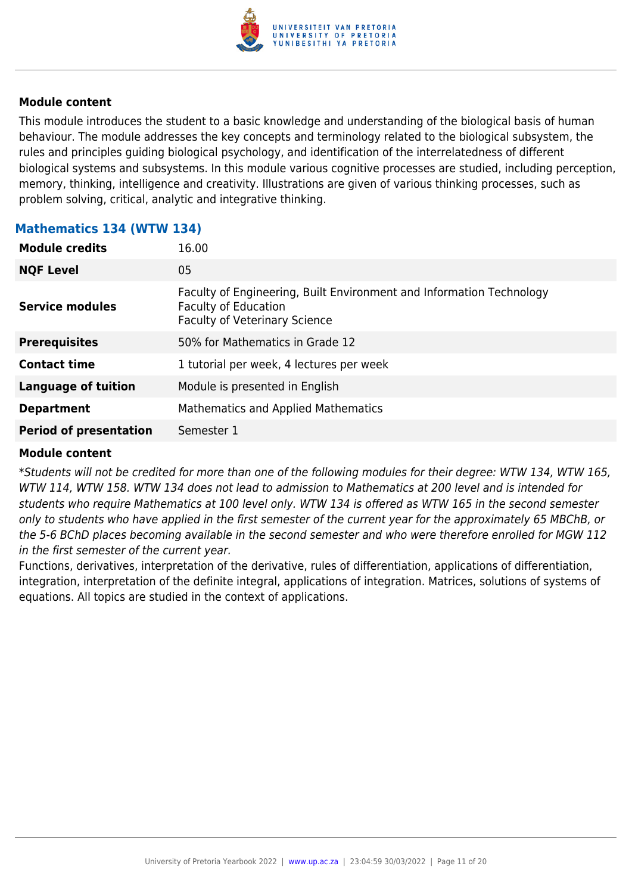### Module content

This module introduces the student to a basic knowledge and understanding of the biological basis of human behaviour. The module addresses the key concepts and terminology related to the biological subsystem, the rules and principles guiding biological psychology, and identification of the interrelatedness of different biological systems and subsystems. In this module various cognitive processes are studied, including perception, memory, thinking, intelligence and creativity. Illustrations are given of various thinking processes, such as problem solving, critical, analytic and integrative thinking.

## Mathematics 134 (WTW 134)

| | |
|---|---|
| **Module credits** | 16.00 |
| **NQF Level** | 05 |
| **Service modules** | Faculty of Engineering, Built Environment and Information Technology<br>Faculty of Education<br>Faculty of Veterinary Science |
| **Prerequisites** | 50% for Mathematics in Grade 12 |
| **Contact time** | 1 tutorial per week, 4 lectures per week |
| **Language of tuition** | Module is presented in English |
| **Department** | Mathematics and Applied Mathematics |
| **Period of presentation** | Semester 1 |

### Module content

*\*Students will not be credited for more than one of the following modules for their degree: WTW 134, WTW 165, WTW 114, WTW 158. WTW 134 does not lead to admission to Mathematics at 200 level and is intended for students who require Mathematics at 100 level only. WTW 134 is offered as WTW 165 in the second semester only to students who have applied in the first semester of the current year for the approximately 65 MBChB, or the 5-6 BChD places becoming available in the second semester and who were therefore enrolled for MGW 112 in the first semester of the current year.*

Functions, derivatives, interpretation of the derivative, rules of differentiation, applications of differentiation, integration, interpretation of the definite integral, applications of integration. Matrices, solutions of systems of equations. All topics are studied in the context of applications.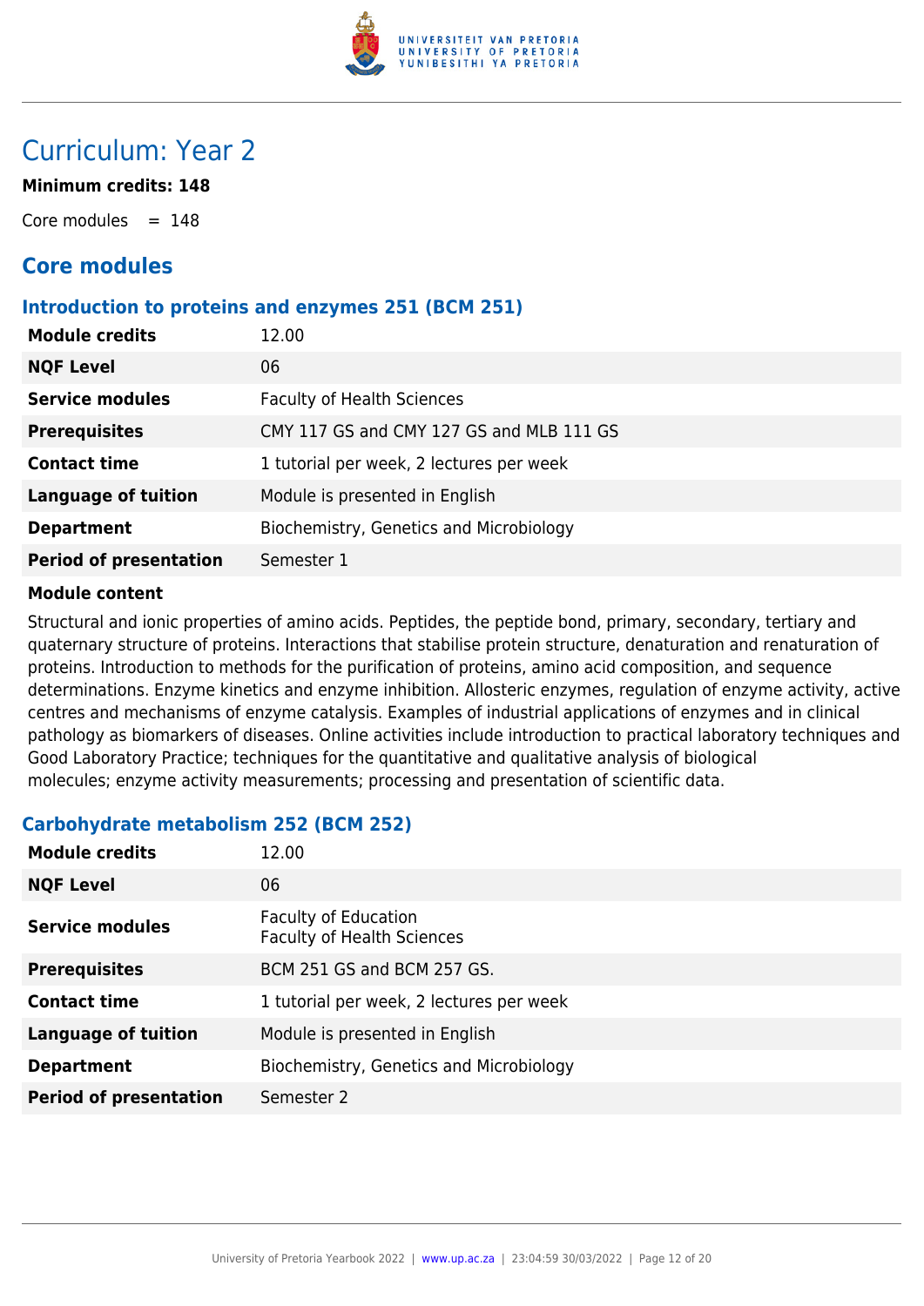# Curriculum: Year 2

**Minimum credits: 148**

Core modules = 148

## Core modules

### Introduction to proteins and enzymes 251 (BCM 251)

| | |
|---|---|
| **Module credits** | 12.00 |
| **NQF Level** | 06 |
| **Service modules** | Faculty of Health Sciences |
| **Prerequisites** | CMY 117 GS and CMY 127 GS and MLB 111 GS |
| **Contact time** | 1 tutorial per week, 2 lectures per week |
| **Language of tuition** | Module is presented in English |
| **Department** | Biochemistry, Genetics and Microbiology |
| **Period of presentation** | Semester 1 |

**Module content**

Structural and ionic properties of amino acids. Peptides, the peptide bond, primary, secondary, tertiary and quaternary structure of proteins. Interactions that stabilise protein structure, denaturation and renaturation of proteins. Introduction to methods for the purification of proteins, amino acid composition, and sequence determinations. Enzyme kinetics and enzyme inhibition. Allosteric enzymes, regulation of enzyme activity, active centres and mechanisms of enzyme catalysis. Examples of industrial applications of enzymes and in clinical pathology as biomarkers of diseases. Online activities include introduction to practical laboratory techniques and Good Laboratory Practice; techniques for the quantitative and qualitative analysis of biological molecules; enzyme activity measurements; processing and presentation of scientific data.

### Carbohydrate metabolism 252 (BCM 252)

| | |
|---|---|
| **Module credits** | 12.00 |
| **NQF Level** | 06 |
| **Service modules** | Faculty of Education<br>Faculty of Health Sciences |
| **Prerequisites** | BCM 251 GS and BCM 257 GS. |
| **Contact time** | 1 tutorial per week, 2 lectures per week |
| **Language of tuition** | Module is presented in English |
| **Department** | Biochemistry, Genetics and Microbiology |
| **Period of presentation** | Semester 2 |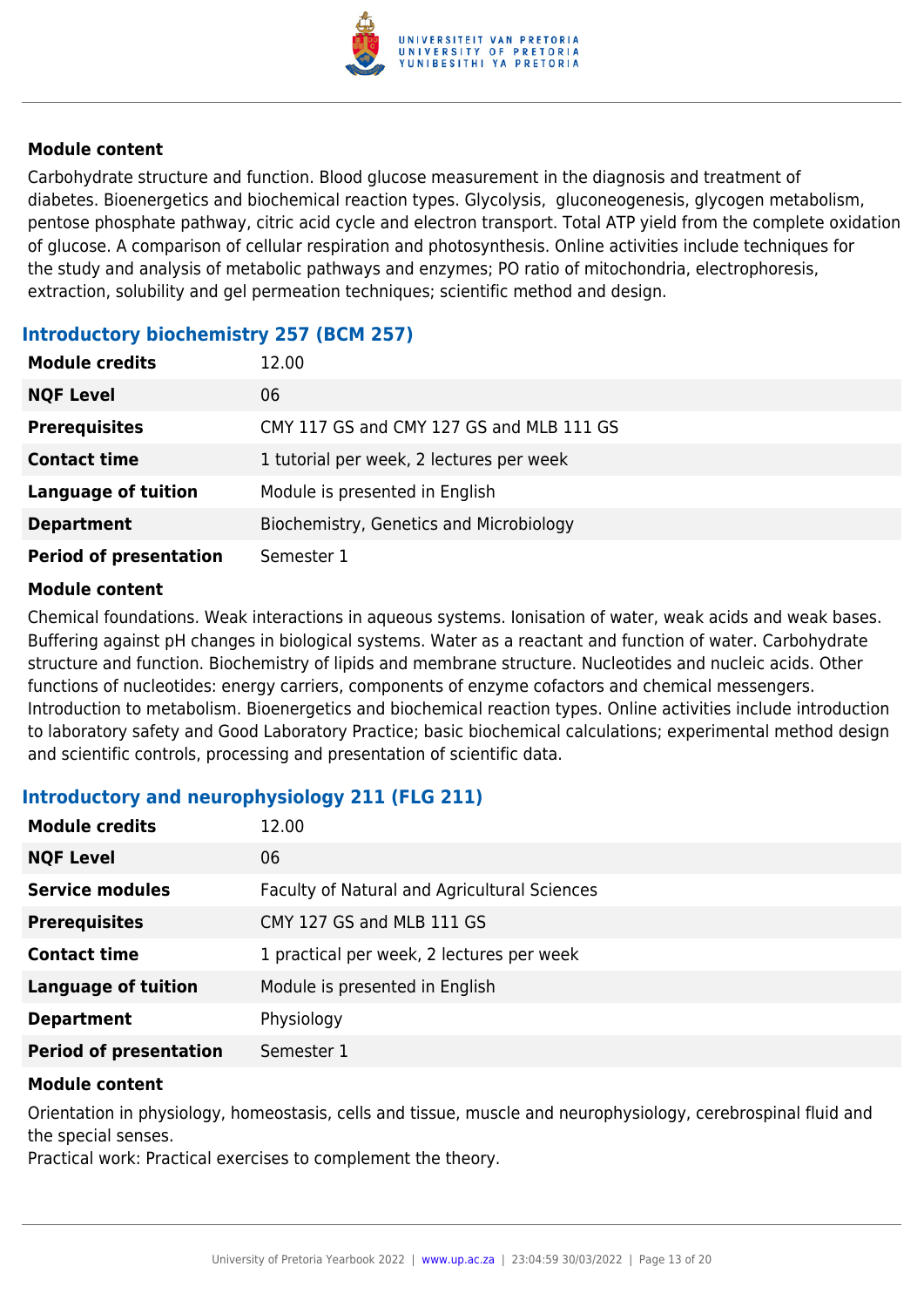**Module content**

Carbohydrate structure and function. Blood glucose measurement in the diagnosis and treatment of diabetes. Bioenergetics and biochemical reaction types. Glycolysis, gluconeogenesis, glycogen metabolism, pentose phosphate pathway, citric acid cycle and electron transport. Total ATP yield from the complete oxidation of glucose. A comparison of cellular respiration and photosynthesis. Online activities include techniques for the study and analysis of metabolic pathways and enzymes; PO ratio of mitochondria, electrophoresis, extraction, solubility and gel permeation techniques; scientific method and design.

### Introductory biochemistry 257 (BCM 257)

| | |
|---|---|
| **Module credits** | 12.00 |
| **NQF Level** | 06 |
| **Prerequisites** | CMY 117 GS and CMY 127 GS and MLB 111 GS |
| **Contact time** | 1 tutorial per week, 2 lectures per week |
| **Language of tuition** | Module is presented in English |
| **Department** | Biochemistry, Genetics and Microbiology |
| **Period of presentation** | Semester 1 |

**Module content**

Chemical foundations. Weak interactions in aqueous systems. Ionisation of water, weak acids and weak bases. Buffering against pH changes in biological systems. Water as a reactant and function of water. Carbohydrate structure and function. Biochemistry of lipids and membrane structure. Nucleotides and nucleic acids. Other functions of nucleotides: energy carriers, components of enzyme cofactors and chemical messengers. Introduction to metabolism. Bioenergetics and biochemical reaction types. Online activities include introduction to laboratory safety and Good Laboratory Practice; basic biochemical calculations; experimental method design and scientific controls, processing and presentation of scientific data.

### Introductory and neurophysiology 211 (FLG 211)

| | |
|---|---|
| **Module credits** | 12.00 |
| **NQF Level** | 06 |
| **Service modules** | Faculty of Natural and Agricultural Sciences |
| **Prerequisites** | CMY 127 GS and MLB 111 GS |
| **Contact time** | 1 practical per week, 2 lectures per week |
| **Language of tuition** | Module is presented in English |
| **Department** | Physiology |
| **Period of presentation** | Semester 1 |

**Module content**

Orientation in physiology, homeostasis, cells and tissue, muscle and neurophysiology, cerebrospinal fluid and the special senses.

Practical work: Practical exercises to complement the theory.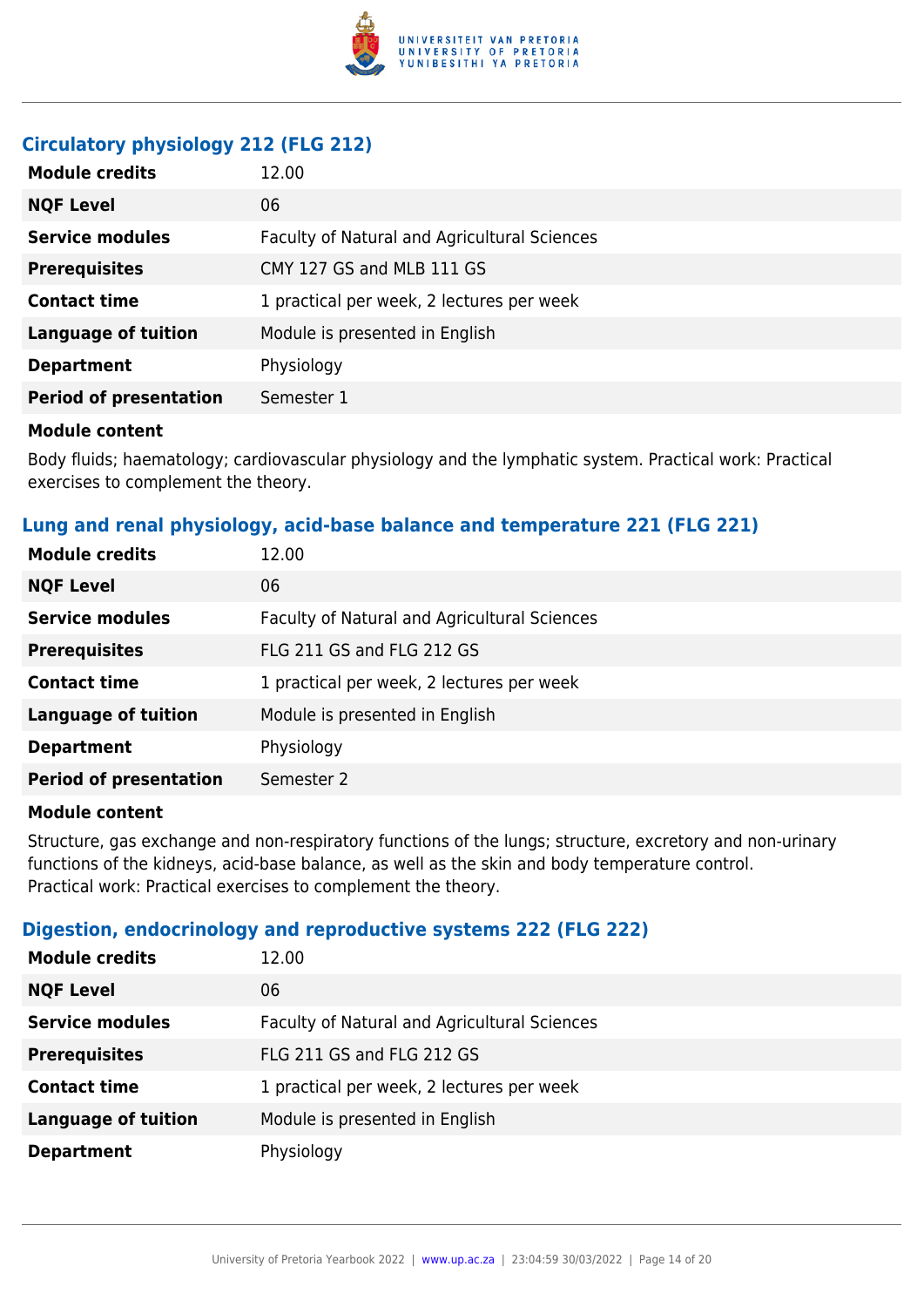### Circulatory physiology 212 (FLG 212)

| | |
|---|---|
| **Module credits** | 12.00 |
| **NQF Level** | 06 |
| **Service modules** | Faculty of Natural and Agricultural Sciences |
| **Prerequisites** | CMY 127 GS and MLB 111 GS |
| **Contact time** | 1 practical per week, 2 lectures per week |
| **Language of tuition** | Module is presented in English |
| **Department** | Physiology |
| **Period of presentation** | Semester 1 |

**Module content**

Body fluids; haematology; cardiovascular physiology and the lymphatic system. Practical work: Practical exercises to complement the theory.

### Lung and renal physiology, acid-base balance and temperature 221 (FLG 221)

| | |
|---|---|
| **Module credits** | 12.00 |
| **NQF Level** | 06 |
| **Service modules** | Faculty of Natural and Agricultural Sciences |
| **Prerequisites** | FLG 211 GS and FLG 212 GS |
| **Contact time** | 1 practical per week, 2 lectures per week |
| **Language of tuition** | Module is presented in English |
| **Department** | Physiology |
| **Period of presentation** | Semester 2 |

**Module content**

Structure, gas exchange and non-respiratory functions of the lungs; structure, excretory and non-urinary functions of the kidneys, acid-base balance, as well as the skin and body temperature control.
Practical work: Practical exercises to complement the theory.

### Digestion, endocrinology and reproductive systems 222 (FLG 222)

| | |
|---|---|
| **Module credits** | 12.00 |
| **NQF Level** | 06 |
| **Service modules** | Faculty of Natural and Agricultural Sciences |
| **Prerequisites** | FLG 211 GS and FLG 212 GS |
| **Contact time** | 1 practical per week, 2 lectures per week |
| **Language of tuition** | Module is presented in English |
| **Department** | Physiology |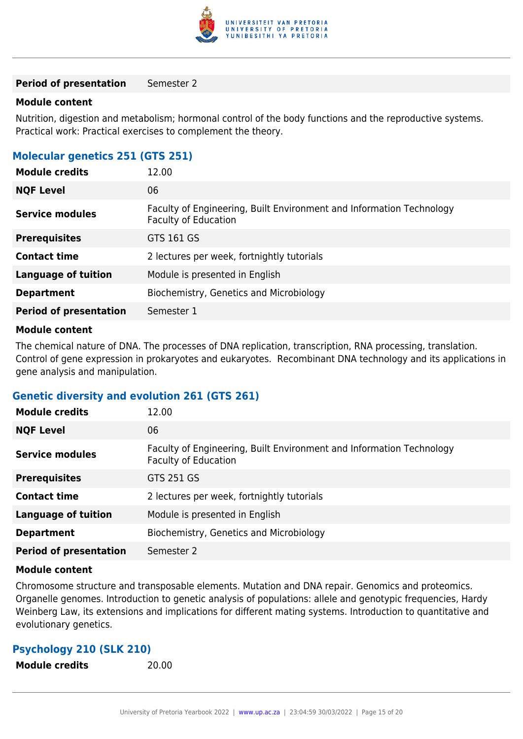| | |
|---|---|
| **Period of presentation** | Semester 2 |

**Module content**

Nutrition, digestion and metabolism; hormonal control of the body functions and the reproductive systems. Practical work: Practical exercises to complement the theory.

### Molecular genetics 251 (GTS 251)

| | |
|---|---|
| **Module credits** | 12.00 |
| **NQF Level** | 06 |
| **Service modules** | Faculty of Engineering, Built Environment and Information Technology<br>Faculty of Education |
| **Prerequisites** | GTS 161 GS |
| **Contact time** | 2 lectures per week, fortnightly tutorials |
| **Language of tuition** | Module is presented in English |
| **Department** | Biochemistry, Genetics and Microbiology |
| **Period of presentation** | Semester 1 |

**Module content**

The chemical nature of DNA. The processes of DNA replication, transcription, RNA processing, translation. Control of gene expression in prokaryotes and eukaryotes. Recombinant DNA technology and its applications in gene analysis and manipulation.

### Genetic diversity and evolution 261 (GTS 261)

| | |
|---|---|
| **Module credits** | 12.00 |
| **NQF Level** | 06 |
| **Service modules** | Faculty of Engineering, Built Environment and Information Technology<br>Faculty of Education |
| **Prerequisites** | GTS 251 GS |
| **Contact time** | 2 lectures per week, fortnightly tutorials |
| **Language of tuition** | Module is presented in English |
| **Department** | Biochemistry, Genetics and Microbiology |
| **Period of presentation** | Semester 2 |

**Module content**

Chromosome structure and transposable elements. Mutation and DNA repair. Genomics and proteomics. Organelle genomes. Introduction to genetic analysis of populations: allele and genotypic frequencies, Hardy Weinberg Law, its extensions and implications for different mating systems. Introduction to quantitative and evolutionary genetics.

### Psychology 210 (SLK 210)

| | |
|---|---|
| **Module credits** | 20.00 |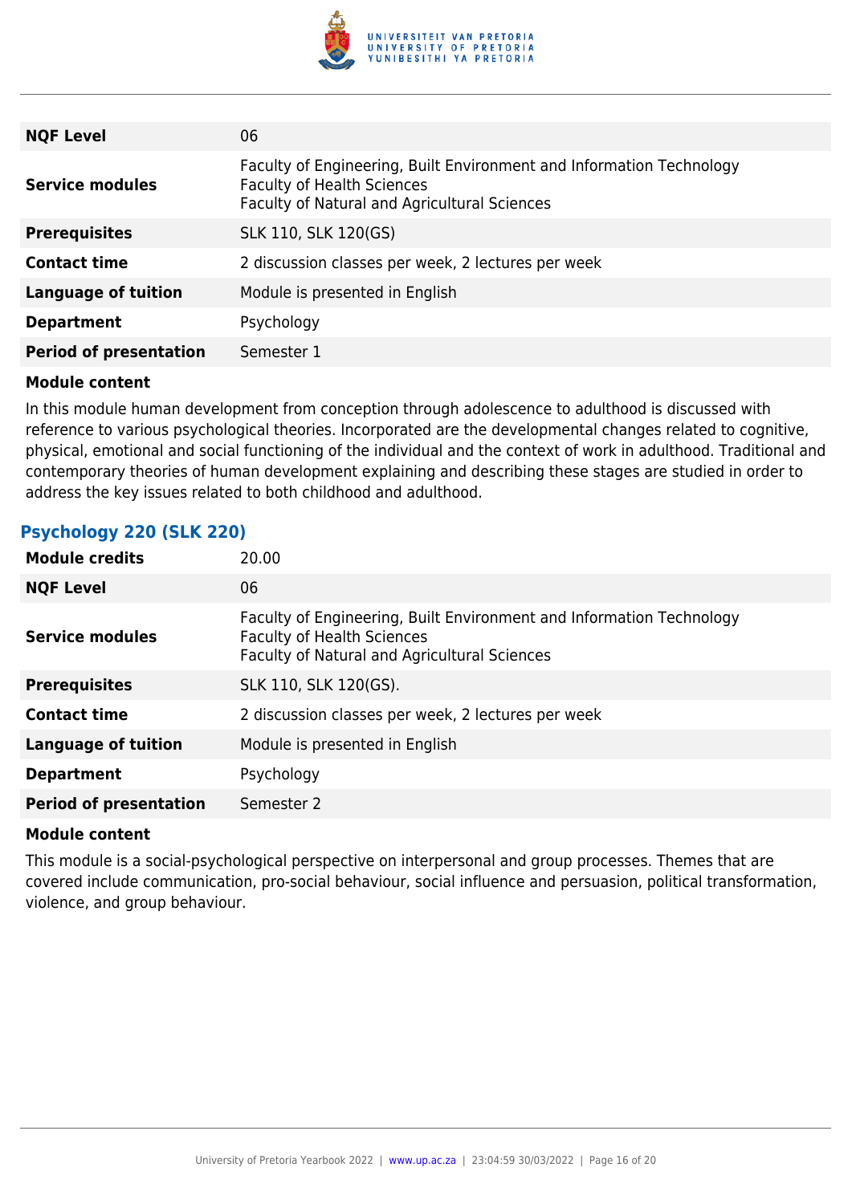| | |
|---|---|
| **NQF Level** | 06 |
| **Service modules** | Faculty of Engineering, Built Environment and Information Technology<br>Faculty of Health Sciences<br>Faculty of Natural and Agricultural Sciences |
| **Prerequisites** | SLK 110, SLK 120(GS) |
| **Contact time** | 2 discussion classes per week, 2 lectures per week |
| **Language of tuition** | Module is presented in English |
| **Department** | Psychology |
| **Period of presentation** | Semester 1 |

**Module content**

In this module human development from conception through adolescence to adulthood is discussed with reference to various psychological theories. Incorporated are the developmental changes related to cognitive, physical, emotional and social functioning of the individual and the context of work in adulthood. Traditional and contemporary theories of human development explaining and describing these stages are studied in order to address the key issues related to both childhood and adulthood.

### Psychology 220 (SLK 220)

| | |
|---|---|
| **Module credits** | 20.00 |
| **NQF Level** | 06 |
| **Service modules** | Faculty of Engineering, Built Environment and Information Technology<br>Faculty of Health Sciences<br>Faculty of Natural and Agricultural Sciences |
| **Prerequisites** | SLK 110, SLK 120(GS). |
| **Contact time** | 2 discussion classes per week, 2 lectures per week |
| **Language of tuition** | Module is presented in English |
| **Department** | Psychology |
| **Period of presentation** | Semester 2 |

**Module content**

This module is a social-psychological perspective on interpersonal and group processes. Themes that are covered include communication, pro-social behaviour, social influence and persuasion, political transformation, violence, and group behaviour.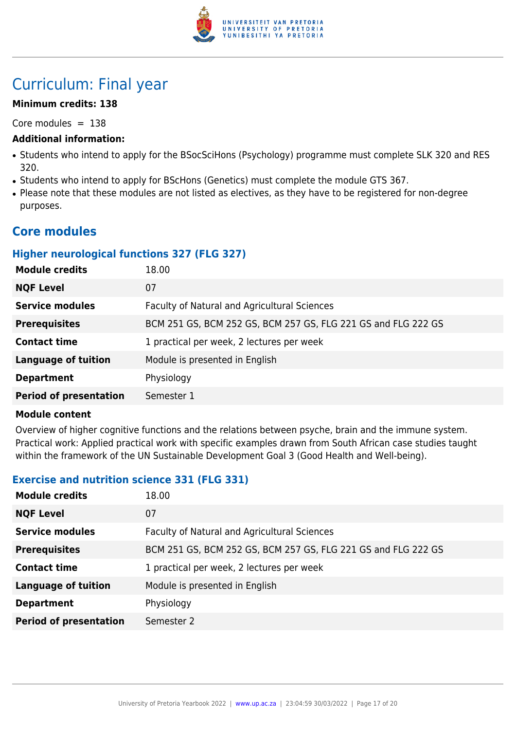# Curriculum: Final year

**Minimum credits: 138**

Core modules = 138

**Additional information:**

- Students who intend to apply for the BSocSciHons (Psychology) programme must complete SLK 320 and RES 320.
- Students who intend to apply for BScHons (Genetics) must complete the module GTS 367.
- Please note that these modules are not listed as electives, as they have to be registered for non-degree purposes.

## Core modules

### Higher neurological functions 327 (FLG 327)

| | |
|---|---|
| **Module credits** | 18.00 |
| **NQF Level** | 07 |
| **Service modules** | Faculty of Natural and Agricultural Sciences |
| **Prerequisites** | BCM 251 GS, BCM 252 GS, BCM 257 GS, FLG 221 GS and FLG 222 GS |
| **Contact time** | 1 practical per week, 2 lectures per week |
| **Language of tuition** | Module is presented in English |
| **Department** | Physiology |
| **Period of presentation** | Semester 1 |

**Module content**

Overview of higher cognitive functions and the relations between psyche, brain and the immune system. Practical work: Applied practical work with specific examples drawn from South African case studies taught within the framework of the UN Sustainable Development Goal 3 (Good Health and Well-being).

### Exercise and nutrition science 331 (FLG 331)

| | |
|---|---|
| **Module credits** | 18.00 |
| **NQF Level** | 07 |
| **Service modules** | Faculty of Natural and Agricultural Sciences |
| **Prerequisites** | BCM 251 GS, BCM 252 GS, BCM 257 GS, FLG 221 GS and FLG 222 GS |
| **Contact time** | 1 practical per week, 2 lectures per week |
| **Language of tuition** | Module is presented in English |
| **Department** | Physiology |
| **Period of presentation** | Semester 2 |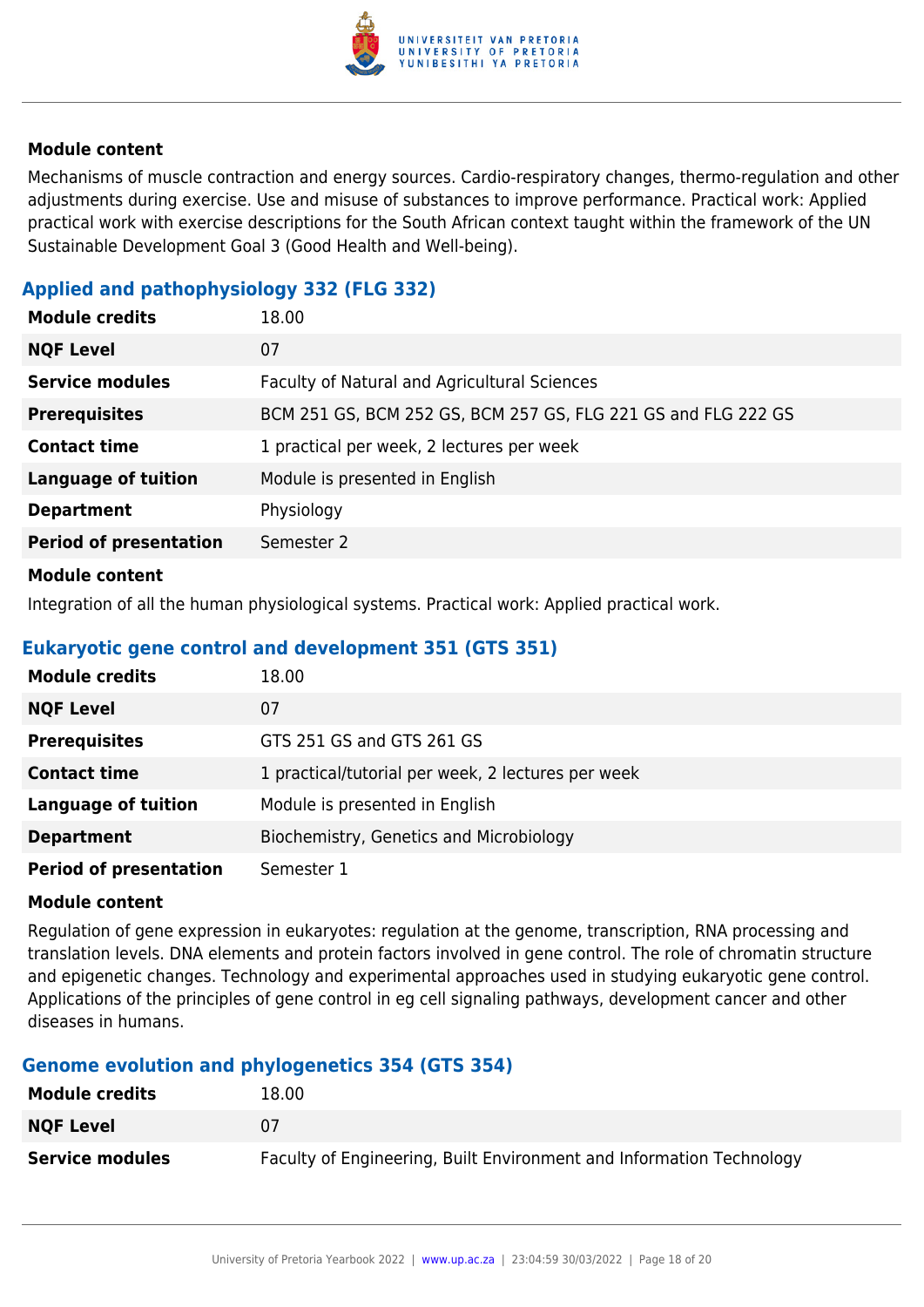### Module content

Mechanisms of muscle contraction and energy sources. Cardio-respiratory changes, thermo-regulation and other adjustments during exercise. Use and misuse of substances to improve performance. Practical work: Applied practical work with exercise descriptions for the South African context taught within the framework of the UN Sustainable Development Goal 3 (Good Health and Well-being).

## Applied and pathophysiology 332 (FLG 332)

| | |
|---|---|
| **Module credits** | 18.00 |
| **NQF Level** | 07 |
| **Service modules** | Faculty of Natural and Agricultural Sciences |
| **Prerequisites** | BCM 251 GS, BCM 252 GS, BCM 257 GS, FLG 221 GS and FLG 222 GS |
| **Contact time** | 1 practical per week, 2 lectures per week |
| **Language of tuition** | Module is presented in English |
| **Department** | Physiology |
| **Period of presentation** | Semester 2 |

### Module content

Integration of all the human physiological systems. Practical work: Applied practical work.

## Eukaryotic gene control and development 351 (GTS 351)

| | |
|---|---|
| **Module credits** | 18.00 |
| **NQF Level** | 07 |
| **Prerequisites** | GTS 251 GS and GTS 261 GS |
| **Contact time** | 1 practical/tutorial per week, 2 lectures per week |
| **Language of tuition** | Module is presented in English |
| **Department** | Biochemistry, Genetics and Microbiology |
| **Period of presentation** | Semester 1 |

### Module content

Regulation of gene expression in eukaryotes: regulation at the genome, transcription, RNA processing and translation levels. DNA elements and protein factors involved in gene control. The role of chromatin structure and epigenetic changes. Technology and experimental approaches used in studying eukaryotic gene control. Applications of the principles of gene control in eg cell signaling pathways, development cancer and other diseases in humans.

## Genome evolution and phylogenetics 354 (GTS 354)

| | |
|---|---|
| **Module credits** | 18.00 |
| **NQF Level** | 07 |
| **Service modules** | Faculty of Engineering, Built Environment and Information Technology |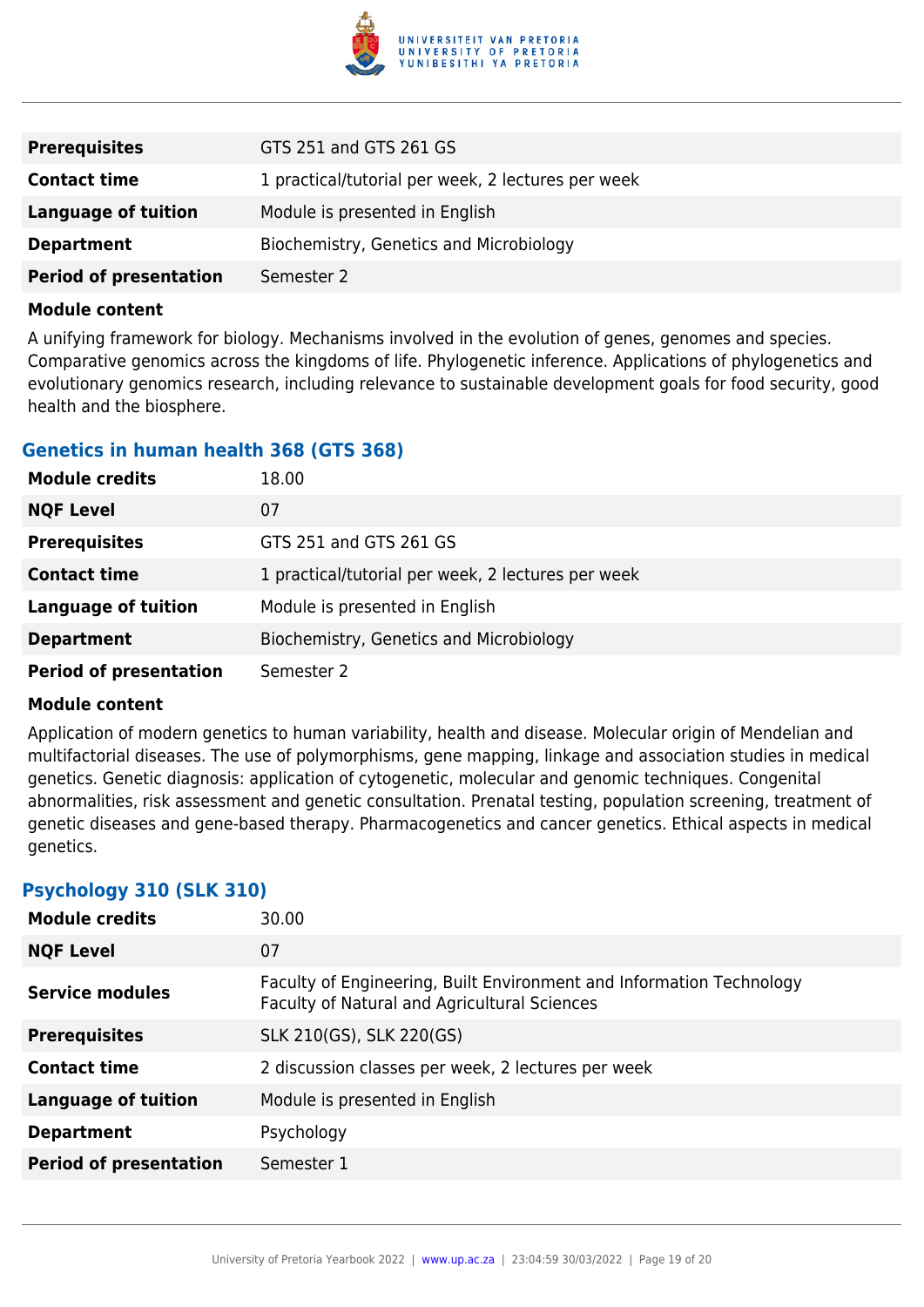| | |
|---|---|
| **Prerequisites** | GTS 251 and GTS 261 GS |
| **Contact time** | 1 practical/tutorial per week, 2 lectures per week |
| **Language of tuition** | Module is presented in English |
| **Department** | Biochemistry, Genetics and Microbiology |
| **Period of presentation** | Semester 2 |

**Module content**

A unifying framework for biology. Mechanisms involved in the evolution of genes, genomes and species. Comparative genomics across the kingdoms of life. Phylogenetic inference. Applications of phylogenetics and evolutionary genomics research, including relevance to sustainable development goals for food security, good health and the biosphere.

### Genetics in human health 368 (GTS 368)

| | |
|---|---|
| **Module credits** | 18.00 |
| **NQF Level** | 07 |
| **Prerequisites** | GTS 251 and GTS 261 GS |
| **Contact time** | 1 practical/tutorial per week, 2 lectures per week |
| **Language of tuition** | Module is presented in English |
| **Department** | Biochemistry, Genetics and Microbiology |
| **Period of presentation** | Semester 2 |

**Module content**

Application of modern genetics to human variability, health and disease. Molecular origin of Mendelian and multifactorial diseases. The use of polymorphisms, gene mapping, linkage and association studies in medical genetics. Genetic diagnosis: application of cytogenetic, molecular and genomic techniques. Congenital abnormalities, risk assessment and genetic consultation. Prenatal testing, population screening, treatment of genetic diseases and gene-based therapy. Pharmacogenetics and cancer genetics. Ethical aspects in medical genetics.

### Psychology 310 (SLK 310)

| | |
|---|---|
| **Module credits** | 30.00 |
| **NQF Level** | 07 |
| **Service modules** | Faculty of Engineering, Built Environment and Information Technology<br>Faculty of Natural and Agricultural Sciences |
| **Prerequisites** | SLK 210(GS), SLK 220(GS) |
| **Contact time** | 2 discussion classes per week, 2 lectures per week |
| **Language of tuition** | Module is presented in English |
| **Department** | Psychology |
| **Period of presentation** | Semester 1 |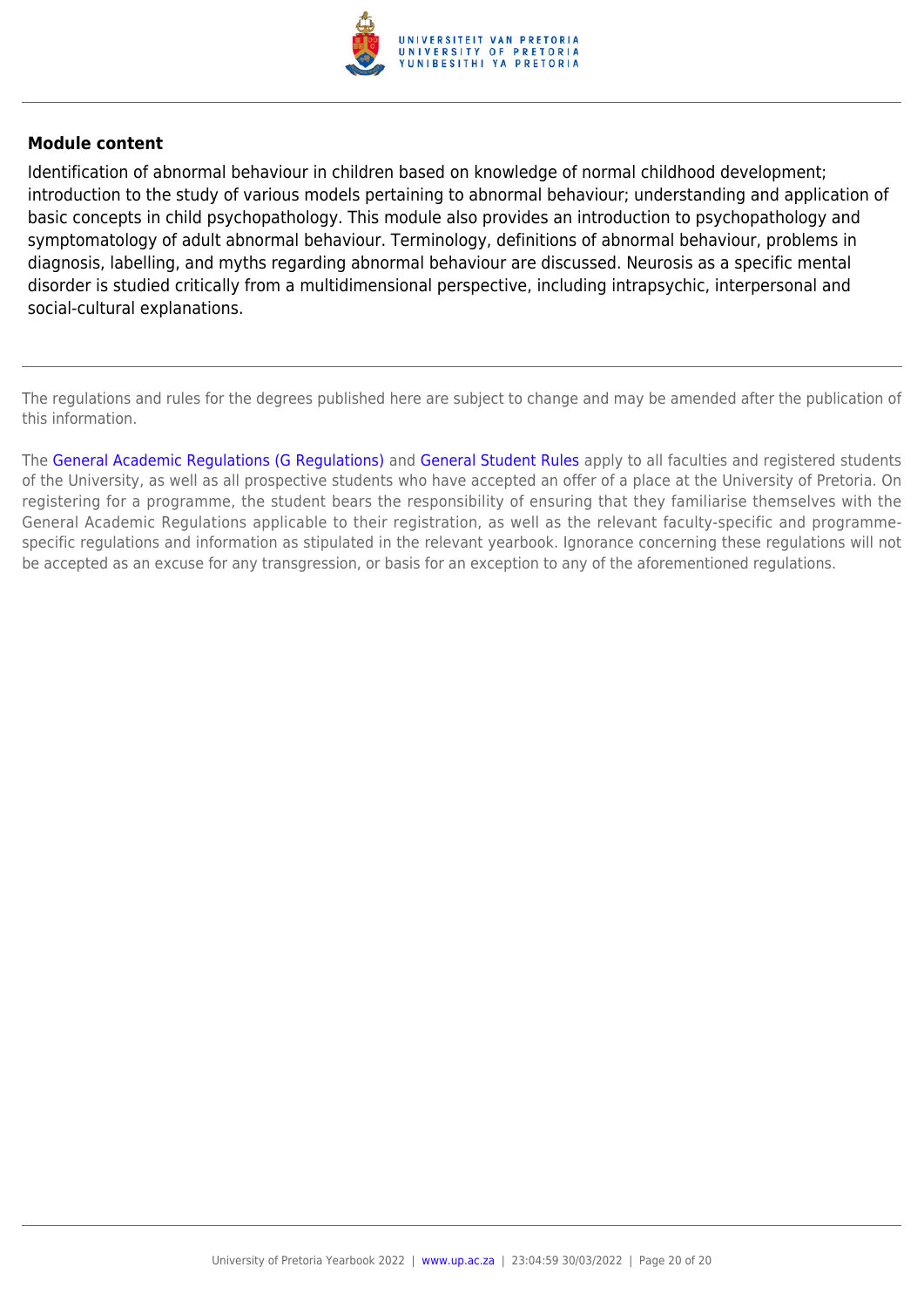**Module content**

Identification of abnormal behaviour in children based on knowledge of normal childhood development; introduction to the study of various models pertaining to abnormal behaviour; understanding and application of basic concepts in child psychopathology. This module also provides an introduction to psychopathology and symptomatology of adult abnormal behaviour. Terminology, definitions of abnormal behaviour, problems in diagnosis, labelling, and myths regarding abnormal behaviour are discussed. Neurosis as a specific mental disorder is studied critically from a multidimensional perspective, including intrapsychic, interpersonal and social-cultural explanations.

---

The regulations and rules for the degrees published here are subject to change and may be amended after the publication of this information.

The General Academic Regulations (G Regulations) and General Student Rules apply to all faculties and registered students of the University, as well as all prospective students who have accepted an offer of a place at the University of Pretoria. On registering for a programme, the student bears the responsibility of ensuring that they familiarise themselves with the General Academic Regulations applicable to their registration, as well as the relevant faculty-specific and programme-specific regulations and information as stipulated in the relevant yearbook. Ignorance concerning these regulations will not be accepted as an excuse for any transgression, or basis for an exception to any of the aforementioned regulations.